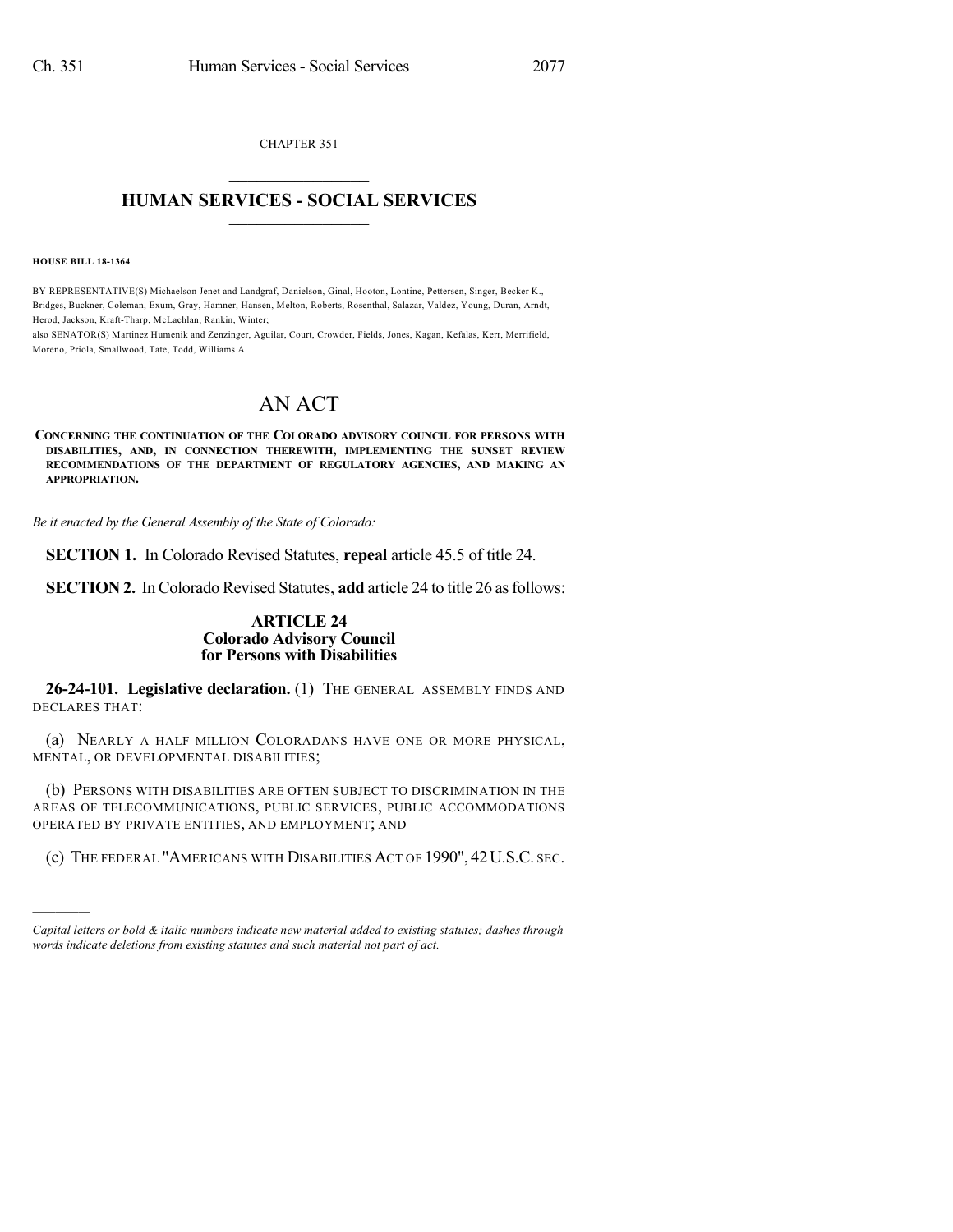CHAPTER 351

# HUMAN SERVICES - SOCIAL SERVICES

**HOUSE BILL 18-1364**

BY REPRESENTATIVE(S) Michaelson Jenet and Landgraf, Danielson, Ginal, Hooton, Lontine, Pettersen, Singer, Becker K., Bridges, Buckner, Coleman, Exum, Gray, Hamner, Hansen, Melton, Roberts, Rosenthal, Salazar, Valdez, Young, Duran, Arndt, Herod, Jackson, Kraft-Tharp, McLachlan, Rankin, Winter;
also SENATOR(S) Martinez Humenik and Zenzinger, Aguilar, Court, Crowder, Fields, Jones, Kagan, Kefalas, Kerr, Merrifield, Moreno, Priola, Smallwood, Tate, Todd, Williams A.

# AN ACT

**CONCERNING THE CONTINUATION OF THE COLORADO ADVISORY COUNCIL FOR PERSONS WITH DISABILITIES, AND, IN CONNECTION THEREWITH, IMPLEMENTING THE SUNSET REVIEW RECOMMENDATIONS OF THE DEPARTMENT OF REGULATORY AGENCIES, AND MAKING AN APPROPRIATION.**

*Be it enacted by the General Assembly of the State of Colorado:*

**SECTION 1.** In Colorado Revised Statutes, **repeal** article 45.5 of title 24.

**SECTION 2.** In Colorado Revised Statutes, **add** article 24 to title 26 as follows:

## ARTICLE 24
## Colorado Advisory Council for Persons with Disabilities

**26-24-101. Legislative declaration.** (1) THE GENERAL ASSEMBLY FINDS AND DECLARES THAT:

(a) NEARLY A HALF MILLION COLORADANS HAVE ONE OR MORE PHYSICAL, MENTAL, OR DEVELOPMENTAL DISABILITIES;

(b) PERSONS WITH DISABILITIES ARE OFTEN SUBJECT TO DISCRIMINATION IN THE AREAS OF TELECOMMUNICATIONS, PUBLIC SERVICES, PUBLIC ACCOMMODATIONS OPERATED BY PRIVATE ENTITIES, AND EMPLOYMENT; AND

(c) THE FEDERAL "AMERICANS WITH DISABILITIES ACT OF 1990", 42 U.S.C. SEC.

---

*Capital letters or bold & italic numbers indicate new material added to existing statutes; dashes through words indicate deletions from existing statutes and such material not part of act.*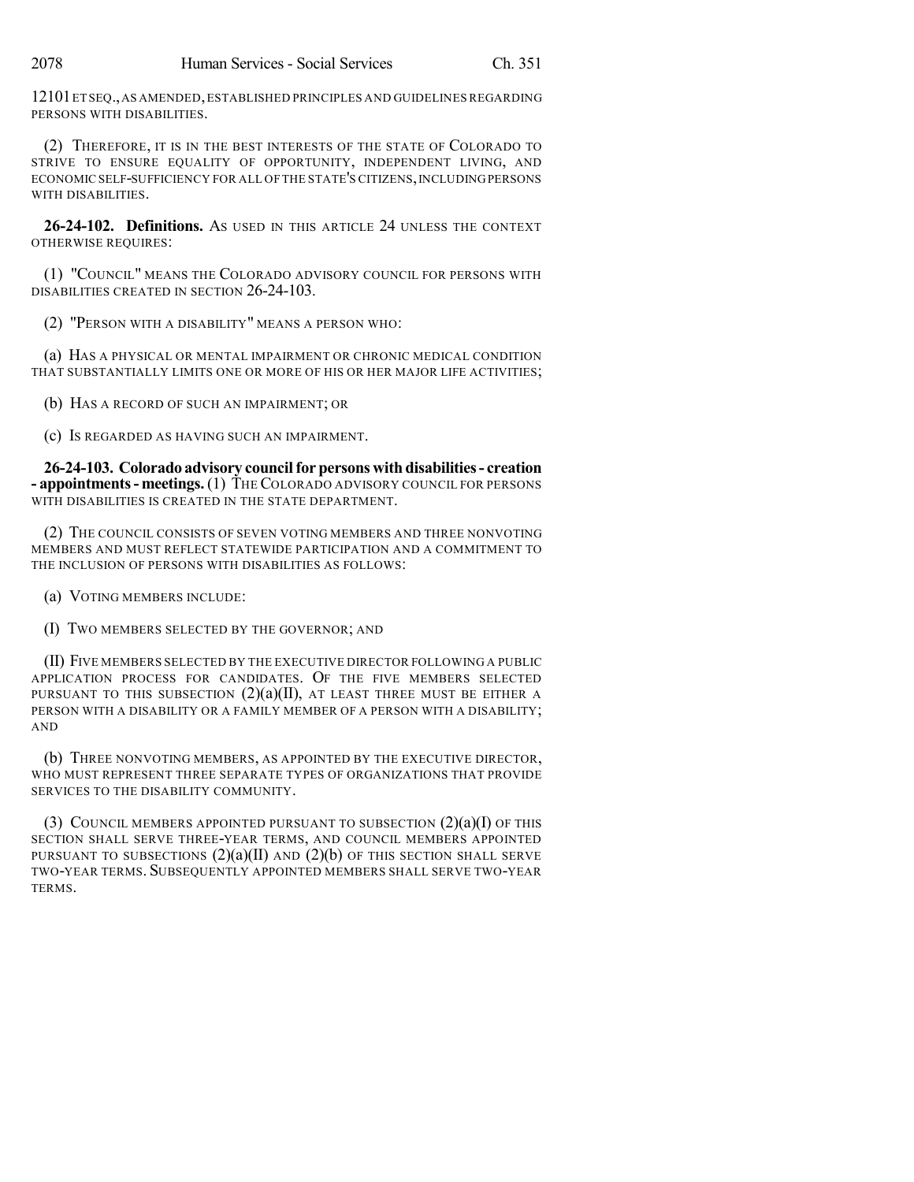12101 ET SEQ., AS AMENDED, ESTABLISHED PRINCIPLES AND GUIDELINES REGARDING PERSONS WITH DISABILITIES.

(2) THEREFORE, IT IS IN THE BEST INTERESTS OF THE STATE OF COLORADO TO STRIVE TO ENSURE EQUALITY OF OPPORTUNITY, INDEPENDENT LIVING, AND ECONOMIC SELF-SUFFICIENCY FOR ALL OF THE STATE'S CITIZENS, INCLUDING PERSONS WITH DISABILITIES.

**26-24-102. Definitions.** AS USED IN THIS ARTICLE 24 UNLESS THE CONTEXT OTHERWISE REQUIRES:

(1) "COUNCIL" MEANS THE COLORADO ADVISORY COUNCIL FOR PERSONS WITH DISABILITIES CREATED IN SECTION 26-24-103.

(2) "PERSON WITH A DISABILITY" MEANS A PERSON WHO:

(a) HAS A PHYSICAL OR MENTAL IMPAIRMENT OR CHRONIC MEDICAL CONDITION THAT SUBSTANTIALLY LIMITS ONE OR MORE OF HIS OR HER MAJOR LIFE ACTIVITIES;

(b) HAS A RECORD OF SUCH AN IMPAIRMENT; OR

(c) IS REGARDED AS HAVING SUCH AN IMPAIRMENT.

**26-24-103. Colorado advisory council for persons with disabilities - creation - appointments - meetings.** (1) THE COLORADO ADVISORY COUNCIL FOR PERSONS WITH DISABILITIES IS CREATED IN THE STATE DEPARTMENT.

(2) THE COUNCIL CONSISTS OF SEVEN VOTING MEMBERS AND THREE NONVOTING MEMBERS AND MUST REFLECT STATEWIDE PARTICIPATION AND A COMMITMENT TO THE INCLUSION OF PERSONS WITH DISABILITIES AS FOLLOWS:

(a) VOTING MEMBERS INCLUDE:

(I) TWO MEMBERS SELECTED BY THE GOVERNOR; AND

(II) FIVE MEMBERS SELECTED BY THE EXECUTIVE DIRECTOR FOLLOWING A PUBLIC APPLICATION PROCESS FOR CANDIDATES. OF THE FIVE MEMBERS SELECTED PURSUANT TO THIS SUBSECTION (2)(a)(II), AT LEAST THREE MUST BE EITHER A PERSON WITH A DISABILITY OR A FAMILY MEMBER OF A PERSON WITH A DISABILITY; AND

(b) THREE NONVOTING MEMBERS, AS APPOINTED BY THE EXECUTIVE DIRECTOR, WHO MUST REPRESENT THREE SEPARATE TYPES OF ORGANIZATIONS THAT PROVIDE SERVICES TO THE DISABILITY COMMUNITY.

(3) COUNCIL MEMBERS APPOINTED PURSUANT TO SUBSECTION (2)(a)(I) OF THIS SECTION SHALL SERVE THREE-YEAR TERMS, AND COUNCIL MEMBERS APPOINTED PURSUANT TO SUBSECTIONS (2)(a)(II) AND (2)(b) OF THIS SECTION SHALL SERVE TWO-YEAR TERMS. SUBSEQUENTLY APPOINTED MEMBERS SHALL SERVE TWO-YEAR TERMS.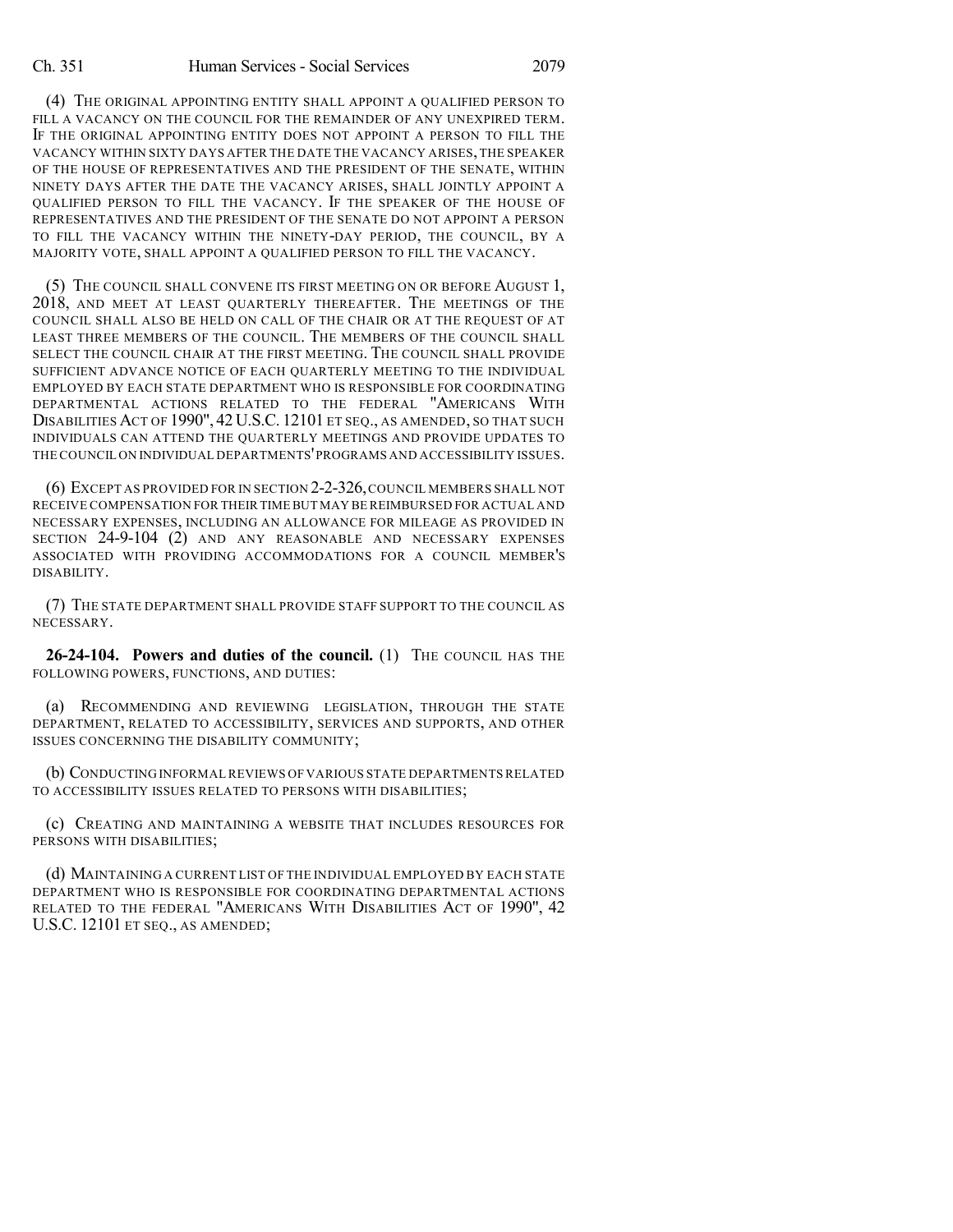(4) THE ORIGINAL APPOINTING ENTITY SHALL APPOINT A QUALIFIED PERSON TO FILL A VACANCY ON THE COUNCIL FOR THE REMAINDER OF ANY UNEXPIRED TERM. IF THE ORIGINAL APPOINTING ENTITY DOES NOT APPOINT A PERSON TO FILL THE VACANCY WITHIN SIXTY DAYS AFTER THE DATE THE VACANCY ARISES, THE SPEAKER OF THE HOUSE OF REPRESENTATIVES AND THE PRESIDENT OF THE SENATE, WITHIN NINETY DAYS AFTER THE DATE THE VACANCY ARISES, SHALL JOINTLY APPOINT A QUALIFIED PERSON TO FILL THE VACANCY. IF THE SPEAKER OF THE HOUSE OF REPRESENTATIVES AND THE PRESIDENT OF THE SENATE DO NOT APPOINT A PERSON TO FILL THE VACANCY WITHIN THE NINETY-DAY PERIOD, THE COUNCIL, BY A MAJORITY VOTE, SHALL APPOINT A QUALIFIED PERSON TO FILL THE VACANCY.

(5) THE COUNCIL SHALL CONVENE ITS FIRST MEETING ON OR BEFORE AUGUST 1, 2018, AND MEET AT LEAST QUARTERLY THEREAFTER. THE MEETINGS OF THE COUNCIL SHALL ALSO BE HELD ON CALL OF THE CHAIR OR AT THE REQUEST OF AT LEAST THREE MEMBERS OF THE COUNCIL. THE MEMBERS OF THE COUNCIL SHALL SELECT THE COUNCIL CHAIR AT THE FIRST MEETING. THE COUNCIL SHALL PROVIDE SUFFICIENT ADVANCE NOTICE OF EACH QUARTERLY MEETING TO THE INDIVIDUAL EMPLOYED BY EACH STATE DEPARTMENT WHO IS RESPONSIBLE FOR COORDINATING DEPARTMENTAL ACTIONS RELATED TO THE FEDERAL "AMERICANS WITH DISABILITIES ACT OF 1990", 42 U.S.C. 12101 ET SEQ., AS AMENDED, SO THAT SUCH INDIVIDUALS CAN ATTEND THE QUARTERLY MEETINGS AND PROVIDE UPDATES TO THE COUNCIL ON INDIVIDUAL DEPARTMENTS' PROGRAMS AND ACCESSIBILITY ISSUES.

(6) EXCEPT AS PROVIDED FOR IN SECTION 2-2-326, COUNCIL MEMBERS SHALL NOT RECEIVE COMPENSATION FOR THEIR TIME BUT MAY BE REIMBURSED FOR ACTUAL AND NECESSARY EXPENSES, INCLUDING AN ALLOWANCE FOR MILEAGE AS PROVIDED IN SECTION 24-9-104 (2) AND ANY REASONABLE AND NECESSARY EXPENSES ASSOCIATED WITH PROVIDING ACCOMMODATIONS FOR A COUNCIL MEMBER'S DISABILITY.

(7) THE STATE DEPARTMENT SHALL PROVIDE STAFF SUPPORT TO THE COUNCIL AS NECESSARY.

**26-24-104. Powers and duties of the council.** (1) THE COUNCIL HAS THE FOLLOWING POWERS, FUNCTIONS, AND DUTIES:

(a) RECOMMENDING AND REVIEWING LEGISLATION, THROUGH THE STATE DEPARTMENT, RELATED TO ACCESSIBILITY, SERVICES AND SUPPORTS, AND OTHER ISSUES CONCERNING THE DISABILITY COMMUNITY;

(b) CONDUCTING INFORMAL REVIEWS OF VARIOUS STATE DEPARTMENTS RELATED TO ACCESSIBILITY ISSUES RELATED TO PERSONS WITH DISABILITIES;

(c) CREATING AND MAINTAINING A WEBSITE THAT INCLUDES RESOURCES FOR PERSONS WITH DISABILITIES;

(d) MAINTAINING A CURRENT LIST OF THE INDIVIDUAL EMPLOYED BY EACH STATE DEPARTMENT WHO IS RESPONSIBLE FOR COORDINATING DEPARTMENTAL ACTIONS RELATED TO THE FEDERAL "AMERICANS WITH DISABILITIES ACT OF 1990", 42 U.S.C. 12101 ET SEQ., AS AMENDED;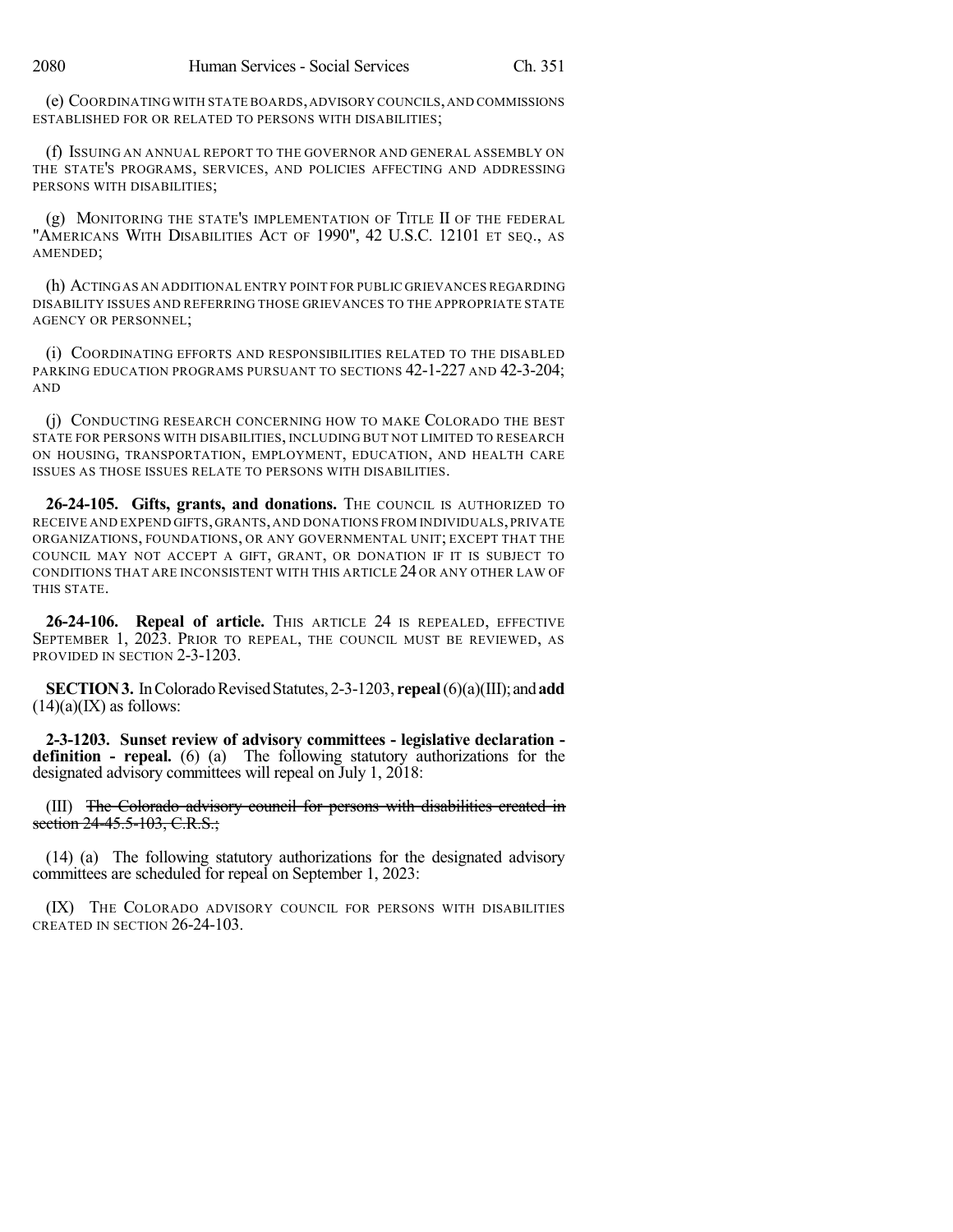(e) COORDINATING WITH STATE BOARDS, ADVISORY COUNCILS, AND COMMISSIONS ESTABLISHED FOR OR RELATED TO PERSONS WITH DISABILITIES;

(f) ISSUING AN ANNUAL REPORT TO THE GOVERNOR AND GENERAL ASSEMBLY ON THE STATE'S PROGRAMS, SERVICES, AND POLICIES AFFECTING AND ADDRESSING PERSONS WITH DISABILITIES;

(g) MONITORING THE STATE'S IMPLEMENTATION OF TITLE II OF THE FEDERAL "AMERICANS WITH DISABILITIES ACT OF 1990", 42 U.S.C. 12101 ET SEQ., AS AMENDED;

(h) ACTING AS AN ADDITIONAL ENTRY POINT FOR PUBLIC GRIEVANCES REGARDING DISABILITY ISSUES AND REFERRING THOSE GRIEVANCES TO THE APPROPRIATE STATE AGENCY OR PERSONNEL;

(i) COORDINATING EFFORTS AND RESPONSIBILITIES RELATED TO THE DISABLED PARKING EDUCATION PROGRAMS PURSUANT TO SECTIONS 42-1-227 AND 42-3-204; AND

(j) CONDUCTING RESEARCH CONCERNING HOW TO MAKE COLORADO THE BEST STATE FOR PERSONS WITH DISABILITIES, INCLUDING BUT NOT LIMITED TO RESEARCH ON HOUSING, TRANSPORTATION, EMPLOYMENT, EDUCATION, AND HEALTH CARE ISSUES AS THOSE ISSUES RELATE TO PERSONS WITH DISABILITIES.

**26-24-105. Gifts, grants, and donations.** THE COUNCIL IS AUTHORIZED TO RECEIVE AND EXPEND GIFTS, GRANTS, AND DONATIONS FROM INDIVIDUALS, PRIVATE ORGANIZATIONS, FOUNDATIONS, OR ANY GOVERNMENTAL UNIT; EXCEPT THAT THE COUNCIL MAY NOT ACCEPT A GIFT, GRANT, OR DONATION IF IT IS SUBJECT TO CONDITIONS THAT ARE INCONSISTENT WITH THIS ARTICLE 24 OR ANY OTHER LAW OF THIS STATE.

**26-24-106. Repeal of article.** THIS ARTICLE 24 IS REPEALED, EFFECTIVE SEPTEMBER 1, 2023. PRIOR TO REPEAL, THE COUNCIL MUST BE REVIEWED, AS PROVIDED IN SECTION 2-3-1203.

**SECTION 3.** In Colorado Revised Statutes, 2-3-1203, **repeal** (6)(a)(III); and **add** (14)(a)(IX) as follows:

**2-3-1203. Sunset review of advisory committees - legislative declaration - definition - repeal.** (6) (a) The following statutory authorizations for the designated advisory committees will repeal on July 1, 2018:

(III) ~~The Colorado advisory council for persons with disabilities created in section 24-45.5-103, C.R.S.;~~

(14) (a) The following statutory authorizations for the designated advisory committees are scheduled for repeal on September 1, 2023:

(IX) THE COLORADO ADVISORY COUNCIL FOR PERSONS WITH DISABILITIES CREATED IN SECTION 26-24-103.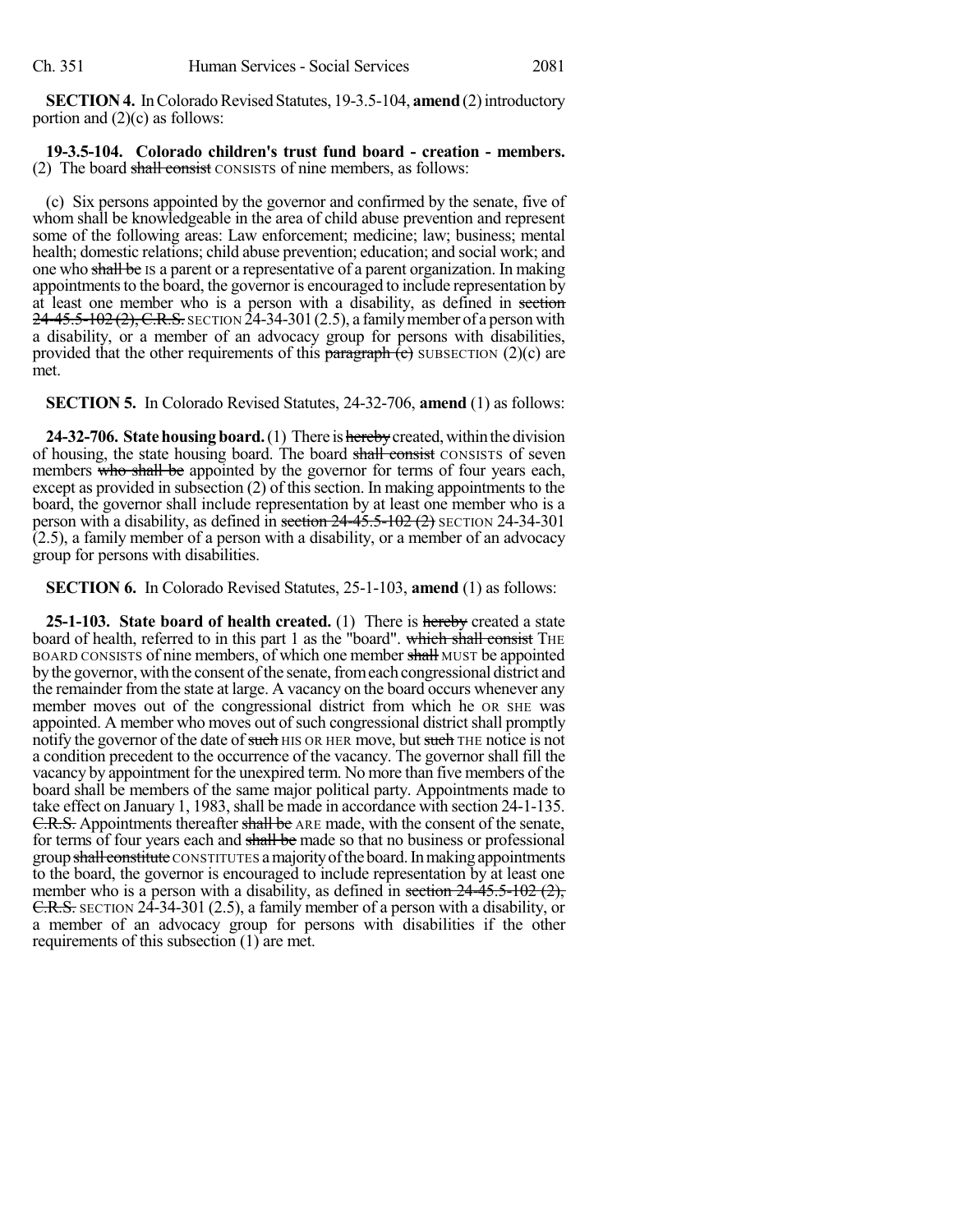**SECTION 4.** In Colorado Revised Statutes, 19-3.5-104, **amend** (2) introductory portion and (2)(c) as follows:

**19-3.5-104. Colorado children's trust fund board - creation - members.** (2) The board ~~shall consist~~ CONSISTS of nine members, as follows:

(c) Six persons appointed by the governor and confirmed by the senate, five of whom shall be knowledgeable in the area of child abuse prevention and represent some of the following areas: Law enforcement; medicine; law; business; mental health; domestic relations; child abuse prevention; education; and social work; and one who ~~shall be~~ IS a parent or a representative of a parent organization. In making appointments to the board, the governor is encouraged to include representation by at least one member who is a person with a disability, as defined in ~~section 24-45.5-102 (2), C.R.S.~~ SECTION 24-34-301 (2.5), a family member of a person with a disability, or a member of an advocacy group for persons with disabilities, provided that the other requirements of this ~~paragraph (c)~~ SUBSECTION (2)(c) are met.

**SECTION 5.** In Colorado Revised Statutes, 24-32-706, **amend** (1) as follows:

**24-32-706. State housing board.** (1) There is ~~hereby~~ created, within the division of housing, the state housing board. The board ~~shall consist~~ CONSISTS of seven members ~~who shall be~~ appointed by the governor for terms of four years each, except as provided in subsection (2) of this section. In making appointments to the board, the governor shall include representation by at least one member who is a person with a disability, as defined in ~~section 24-45.5-102 (2)~~ SECTION 24-34-301 (2.5), a family member of a person with a disability, or a member of an advocacy group for persons with disabilities.

**SECTION 6.** In Colorado Revised Statutes, 25-1-103, **amend** (1) as follows:

**25-1-103. State board of health created.** (1) There is ~~hereby~~ created a state board of health, referred to in this part 1 as the "board". ~~which shall consist~~ THE BOARD CONSISTS of nine members, of which one member ~~shall~~ MUST be appointed by the governor, with the consent of the senate, from each congressional district and the remainder from the state at large. A vacancy on the board occurs whenever any member moves out of the congressional district from which he OR SHE was appointed. A member who moves out of such congressional district shall promptly notify the governor of the date of ~~such~~ HIS OR HER move, but ~~such~~ THE notice is not a condition precedent to the occurrence of the vacancy. The governor shall fill the vacancy by appointment for the unexpired term. No more than five members of the board shall be members of the same major political party. Appointments made to take effect on January 1, 1983, shall be made in accordance with section 24-1-135. ~~C.R.S.~~ Appointments thereafter ~~shall be~~ ARE made, with the consent of the senate, for terms of four years each and ~~shall be~~ made so that no business or professional group ~~shall constitute~~ CONSTITUTES a majority of the board. In making appointments to the board, the governor is encouraged to include representation by at least one member who is a person with a disability, as defined in ~~section 24-45.5-102 (2), C.R.S.~~ SECTION 24-34-301 (2.5), a family member of a person with a disability, or a member of an advocacy group for persons with disabilities if the other requirements of this subsection (1) are met.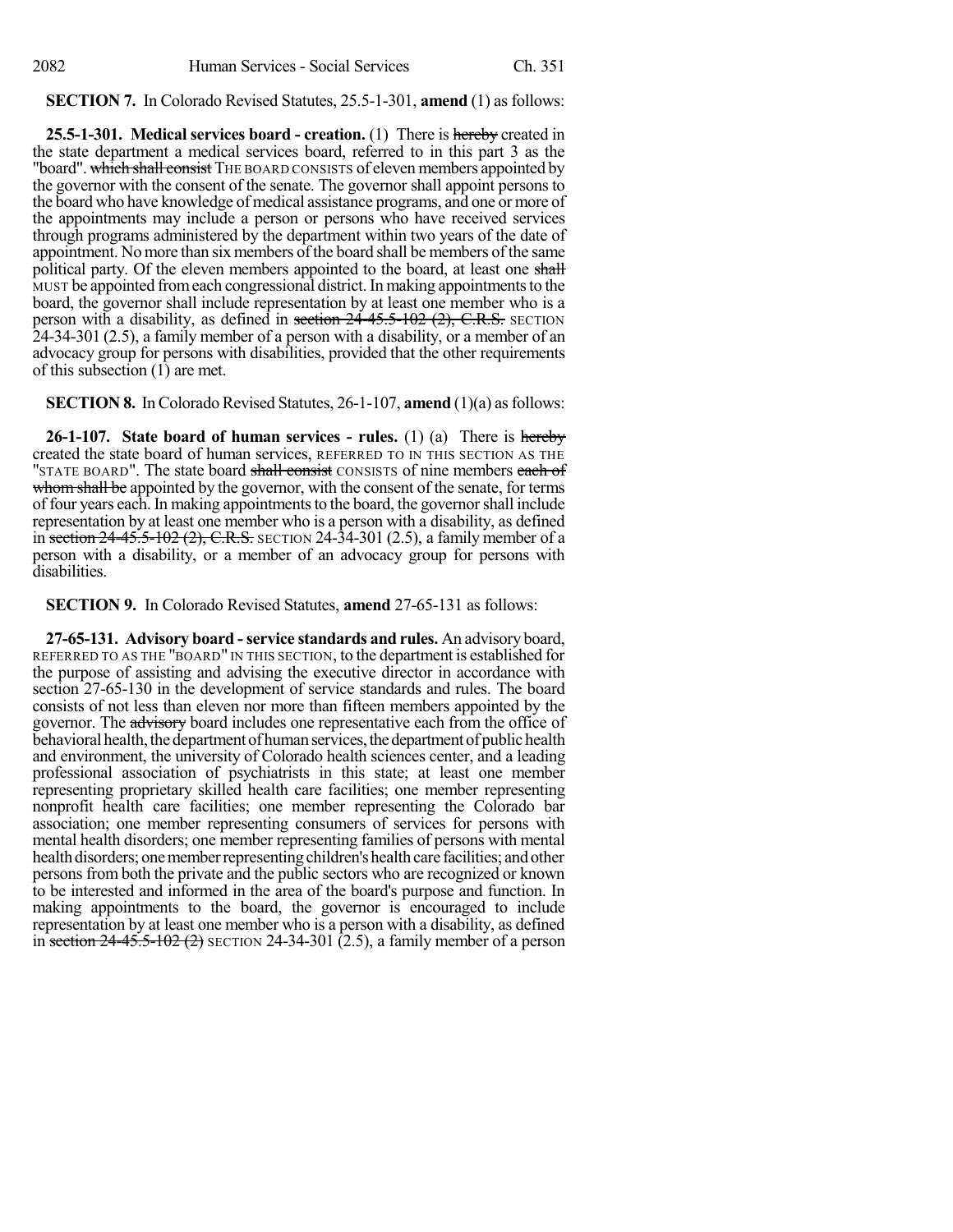**SECTION 7.** In Colorado Revised Statutes, 25.5-1-301, **amend** (1) as follows:

**25.5-1-301. Medical services board - creation.** (1) There is ~~hereby~~ created in the state department a medical services board, referred to in this part 3 as the "board". ~~which shall consist~~ THE BOARD CONSISTS of eleven members appointed by the governor with the consent of the senate. The governor shall appoint persons to the board who have knowledge of medical assistance programs, and one or more of the appointments may include a person or persons who have received services through programs administered by the department within two years of the date of appointment. No more than six members of the board shall be members of the same political party. Of the eleven members appointed to the board, at least one ~~shall~~ MUST be appointed from each congressional district. In making appointments to the board, the governor shall include representation by at least one member who is a person with a disability, as defined in ~~section 24-45.5-102 (2), C.R.S.~~ SECTION 24-34-301 (2.5), a family member of a person with a disability, or a member of an advocacy group for persons with disabilities, provided that the other requirements of this subsection (1) are met.

**SECTION 8.** In Colorado Revised Statutes, 26-1-107, **amend** (1)(a) as follows:

**26-1-107. State board of human services - rules.** (1) (a) There is ~~hereby~~ created the state board of human services, REFERRED TO IN THIS SECTION AS THE "STATE BOARD". The state board ~~shall consist~~ CONSISTS of nine members ~~each of whom shall be~~ appointed by the governor, with the consent of the senate, for terms of four years each. In making appointments to the board, the governor shall include representation by at least one member who is a person with a disability, as defined in ~~section 24-45.5-102 (2), C.R.S.~~ SECTION 24-34-301 (2.5), a family member of a person with a disability, or a member of an advocacy group for persons with disabilities.

**SECTION 9.** In Colorado Revised Statutes, **amend** 27-65-131 as follows:

**27-65-131. Advisory board - service standards and rules.** An advisory board, REFERRED TO AS THE "BOARD" IN THIS SECTION, to the department is established for the purpose of assisting and advising the executive director in accordance with section 27-65-130 in the development of service standards and rules. The board consists of not less than eleven nor more than fifteen members appointed by the governor. The ~~advisory~~ board includes one representative each from the office of behavioral health, the department of human services, the department of public health and environment, the university of Colorado health sciences center, and a leading professional association of psychiatrists in this state; at least one member representing proprietary skilled health care facilities; one member representing nonprofit health care facilities; one member representing the Colorado bar association; one member representing consumers of services for persons with mental health disorders; one member representing families of persons with mental health disorders; one member representing children's health care facilities; and other persons from both the private and the public sectors who are recognized or known to be interested and informed in the area of the board's purpose and function. In making appointments to the board, the governor is encouraged to include representation by at least one member who is a person with a disability, as defined in ~~section 24-45.5-102 (2)~~ SECTION 24-34-301 (2.5), a family member of a person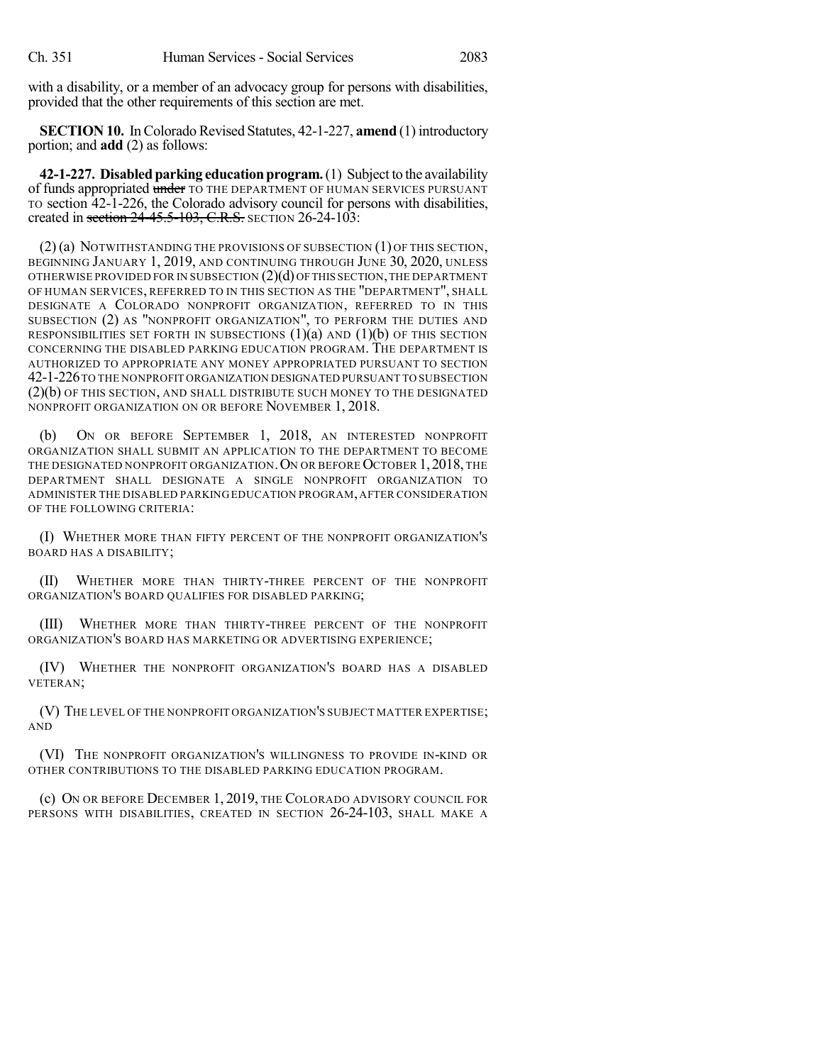with a disability, or a member of an advocacy group for persons with disabilities, provided that the other requirements of this section are met.

**SECTION 10.** In Colorado Revised Statutes, 42-1-227, **amend** (1) introductory portion; and **add** (2) as follows:

**42-1-227. Disabled parking education program.** (1) Subject to the availability of funds appropriated ~~under~~ TO THE DEPARTMENT OF HUMAN SERVICES PURSUANT TO section 42-1-226, the Colorado advisory council for persons with disabilities, created in ~~section 24-45.5-103, C.R.S.~~ SECTION 26-24-103:

(2) (a) NOTWITHSTANDING THE PROVISIONS OF SUBSECTION (1) OF THIS SECTION, BEGINNING JANUARY 1, 2019, AND CONTINUING THROUGH JUNE 30, 2020, UNLESS OTHERWISE PROVIDED FOR IN SUBSECTION (2)(d) OF THIS SECTION, THE DEPARTMENT OF HUMAN SERVICES, REFERRED TO IN THIS SECTION AS THE "DEPARTMENT", SHALL DESIGNATE A COLORADO NONPROFIT ORGANIZATION, REFERRED TO IN THIS SUBSECTION (2) AS "NONPROFIT ORGANIZATION", TO PERFORM THE DUTIES AND RESPONSIBILITIES SET FORTH IN SUBSECTIONS (1)(a) AND (1)(b) OF THIS SECTION CONCERNING THE DISABLED PARKING EDUCATION PROGRAM. THE DEPARTMENT IS AUTHORIZED TO APPROPRIATE ANY MONEY APPROPRIATED PURSUANT TO SECTION 42-1-226 TO THE NONPROFIT ORGANIZATION DESIGNATED PURSUANT TO SUBSECTION (2)(b) OF THIS SECTION, AND SHALL DISTRIBUTE SUCH MONEY TO THE DESIGNATED NONPROFIT ORGANIZATION ON OR BEFORE NOVEMBER 1, 2018.

(b) ON OR BEFORE SEPTEMBER 1, 2018, AN INTERESTED NONPROFIT ORGANIZATION SHALL SUBMIT AN APPLICATION TO THE DEPARTMENT TO BECOME THE DESIGNATED NONPROFIT ORGANIZATION. ON OR BEFORE OCTOBER 1, 2018, THE DEPARTMENT SHALL DESIGNATE A SINGLE NONPROFIT ORGANIZATION TO ADMINISTER THE DISABLED PARKING EDUCATION PROGRAM, AFTER CONSIDERATION OF THE FOLLOWING CRITERIA:

(I) WHETHER MORE THAN FIFTY PERCENT OF THE NONPROFIT ORGANIZATION'S BOARD HAS A DISABILITY;

(II) WHETHER MORE THAN THIRTY-THREE PERCENT OF THE NONPROFIT ORGANIZATION'S BOARD QUALIFIES FOR DISABLED PARKING;

(III) WHETHER MORE THAN THIRTY-THREE PERCENT OF THE NONPROFIT ORGANIZATION'S BOARD HAS MARKETING OR ADVERTISING EXPERIENCE;

(IV) WHETHER THE NONPROFIT ORGANIZATION'S BOARD HAS A DISABLED VETERAN;

(V) THE LEVEL OF THE NONPROFIT ORGANIZATION'S SUBJECT MATTER EXPERTISE; AND

(VI) THE NONPROFIT ORGANIZATION'S WILLINGNESS TO PROVIDE IN-KIND OR OTHER CONTRIBUTIONS TO THE DISABLED PARKING EDUCATION PROGRAM.

(c) ON OR BEFORE DECEMBER 1, 2019, THE COLORADO ADVISORY COUNCIL FOR PERSONS WITH DISABILITIES, CREATED IN SECTION 26-24-103, SHALL MAKE A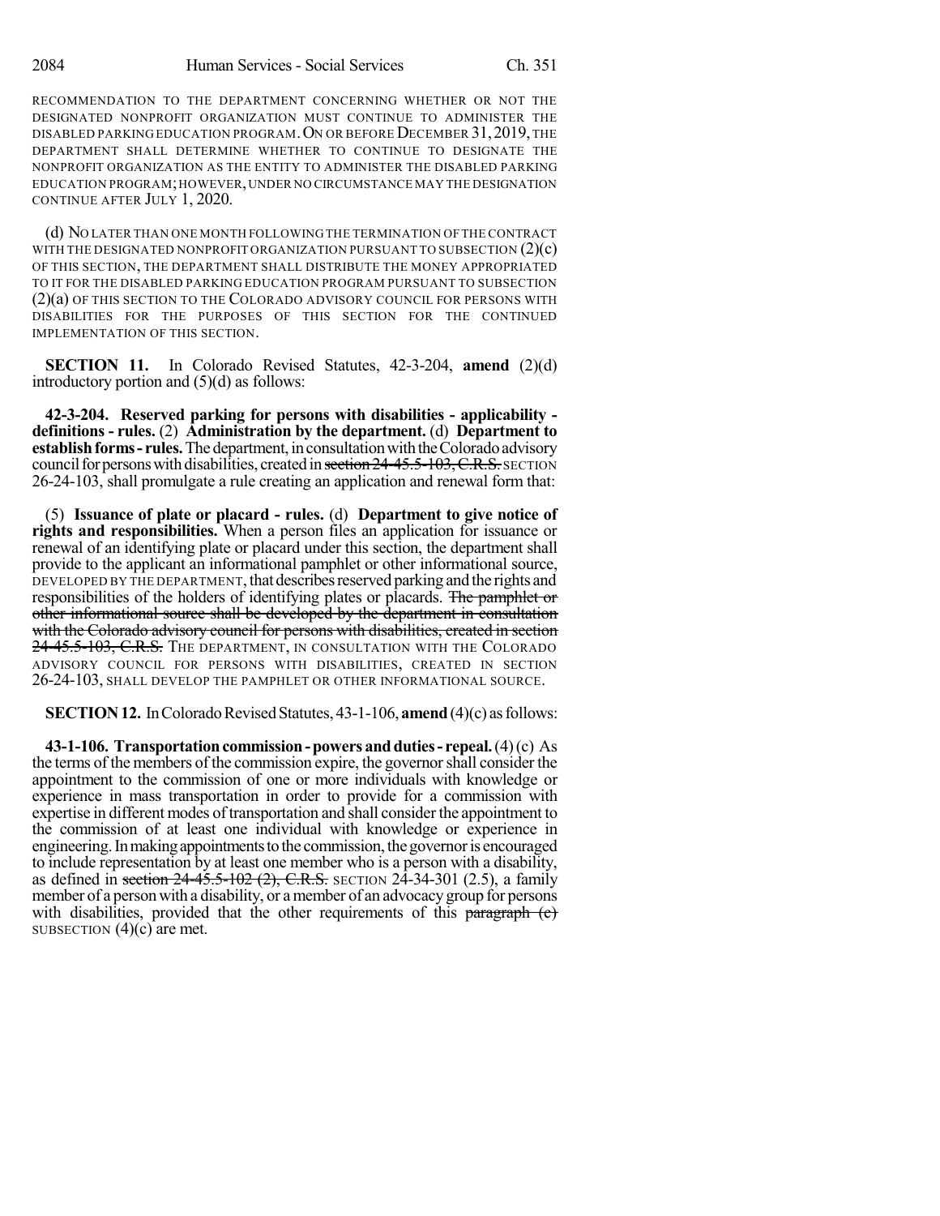RECOMMENDATION TO THE DEPARTMENT CONCERNING WHETHER OR NOT THE DESIGNATED NONPROFIT ORGANIZATION MUST CONTINUE TO ADMINISTER THE DISABLED PARKING EDUCATION PROGRAM. ON OR BEFORE DECEMBER 31, 2019, THE DEPARTMENT SHALL DETERMINE WHETHER TO CONTINUE TO DESIGNATE THE NONPROFIT ORGANIZATION AS THE ENTITY TO ADMINISTER THE DISABLED PARKING EDUCATION PROGRAM; HOWEVER, UNDER NO CIRCUMSTANCE MAY THE DESIGNATION CONTINUE AFTER JULY 1, 2020.

(d) NO LATER THAN ONE MONTH FOLLOWING THE TERMINATION OF THE CONTRACT WITH THE DESIGNATED NONPROFIT ORGANIZATION PURSUANT TO SUBSECTION (2)(c) OF THIS SECTION, THE DEPARTMENT SHALL DISTRIBUTE THE MONEY APPROPRIATED TO IT FOR THE DISABLED PARKING EDUCATION PROGRAM PURSUANT TO SUBSECTION (2)(a) OF THIS SECTION TO THE COLORADO ADVISORY COUNCIL FOR PERSONS WITH DISABILITIES FOR THE PURPOSES OF THIS SECTION FOR THE CONTINUED IMPLEMENTATION OF THIS SECTION.

**SECTION 11.** In Colorado Revised Statutes, 42-3-204, **amend** (2)(d) introductory portion and (5)(d) as follows:

**42-3-204. Reserved parking for persons with disabilities - applicability - definitions - rules.** (2) **Administration by the department.** (d) **Department to establish forms - rules.** The department, in consultation with the Colorado advisory council for persons with disabilities, created in ~~section 24-45.5-103, C.R.S.~~ SECTION 26-24-103, shall promulgate a rule creating an application and renewal form that:

(5) **Issuance of plate or placard - rules.** (d) **Department to give notice of rights and responsibilities.** When a person files an application for issuance or renewal of an identifying plate or placard under this section, the department shall provide to the applicant an informational pamphlet or other informational source, DEVELOPED BY THE DEPARTMENT, that describes reserved parking and the rights and responsibilities of the holders of identifying plates or placards. ~~The pamphlet or other informational source shall be developed by the department in consultation with the Colorado advisory council for persons with disabilities, created in section 24-45.5-103, C.R.S.~~ THE DEPARTMENT, IN CONSULTATION WITH THE COLORADO ADVISORY COUNCIL FOR PERSONS WITH DISABILITIES, CREATED IN SECTION 26-24-103, SHALL DEVELOP THE PAMPHLET OR OTHER INFORMATIONAL SOURCE.

**SECTION 12.** In Colorado Revised Statutes, 43-1-106, **amend** (4)(c) as follows:

**43-1-106. Transportation commission - powers and duties - repeal.** (4) (c) As the terms of the members of the commission expire, the governor shall consider the appointment to the commission of one or more individuals with knowledge or experience in mass transportation in order to provide for a commission with expertise in different modes of transportation and shall consider the appointment to the commission of at least one individual with knowledge or experience in engineering. In making appointments to the commission, the governor is encouraged to include representation by at least one member who is a person with a disability, as defined in ~~section 24-45.5-102 (2), C.R.S.~~ SECTION 24-34-301 (2.5), a family member of a person with a disability, or a member of an advocacy group for persons with disabilities, provided that the other requirements of this ~~paragraph (c)~~ SUBSECTION (4)(c) are met.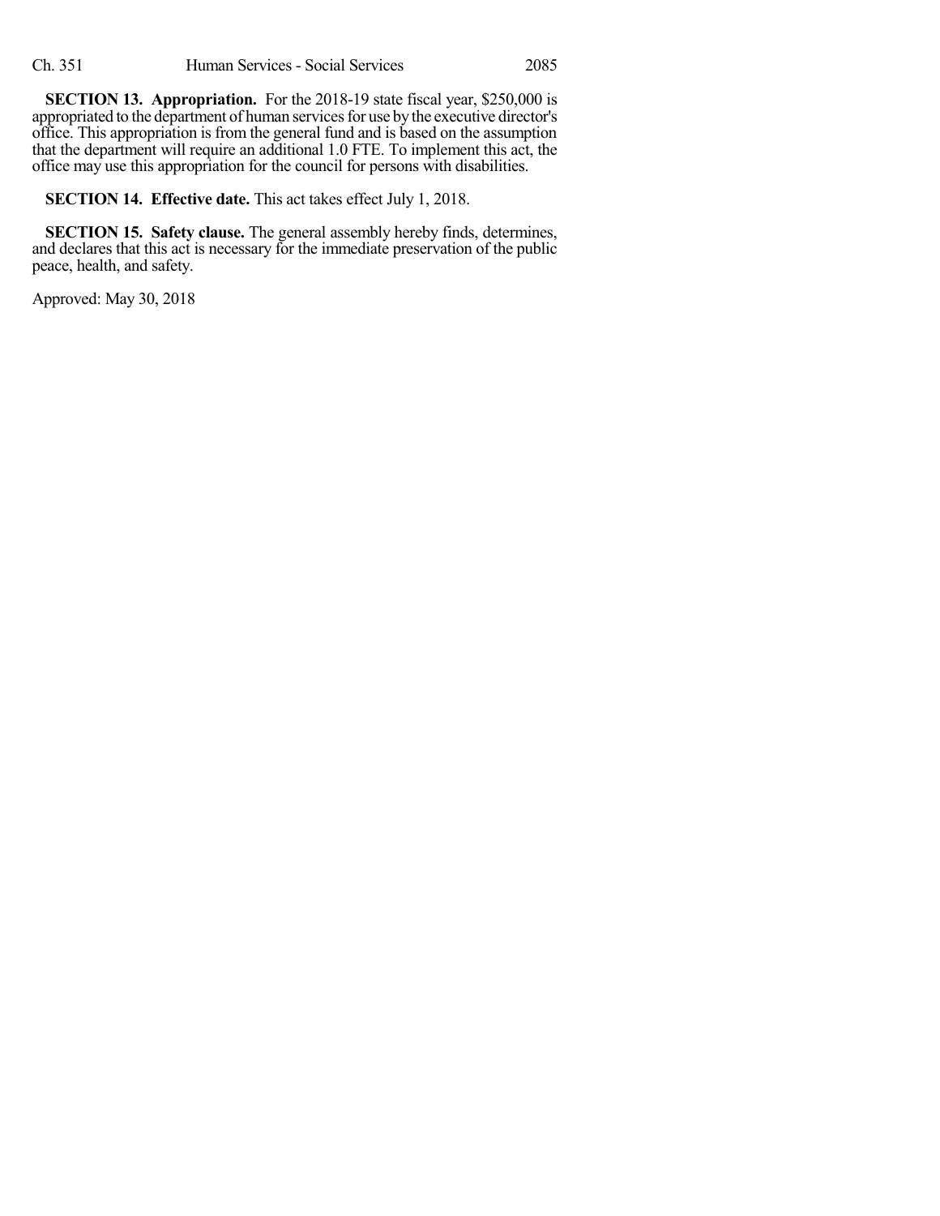**SECTION 13. Appropriation.** For the 2018-19 state fiscal year, $250,000 is appropriated to the department of human services for use by the executive director's office. This appropriation is from the general fund and is based on the assumption that the department will require an additional 1.0 FTE. To implement this act, the office may use this appropriation for the council for persons with disabilities.

**SECTION 14. Effective date.** This act takes effect July 1, 2018.

**SECTION 15. Safety clause.** The general assembly hereby finds, determines, and declares that this act is necessary for the immediate preservation of the public peace, health, and safety.

Approved: May 30, 2018